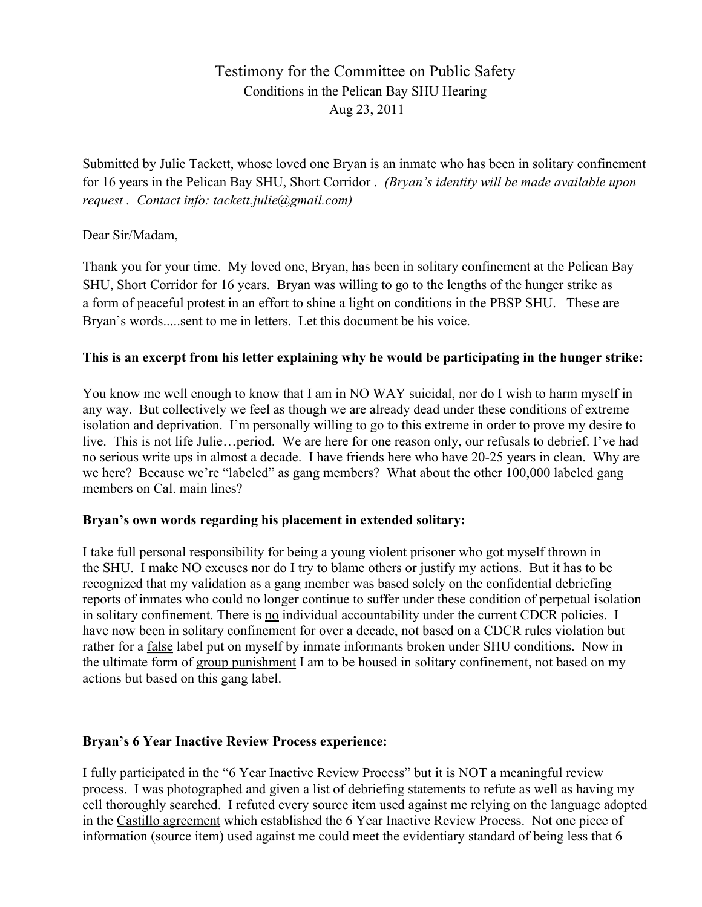# Testimony for the Committee on Public Safety

## Conditions in the Pelican Bay SHU Hearing

### Aug 23, 2011

Submitted by Julie Tackett, whose loved one Bryan is an inmate who has been in solitary confinement for 16 years in the Pelican Bay SHU, Short Corridor . *(Bryan's identity will be made available upon request . Contact info: tackett.julie@gmail.com)*

Dear Sir/Madam,

Thank you for your time. My loved one, Bryan, has been in solitary confinement at the Pelican Bay SHU, Short Corridor for 16 years. Bryan was willing to go to the lengths of the hunger strike as a form of peaceful protest in an effort to shine a light on conditions in the PBSP SHU. These are Bryan's words.....sent to me in letters. Let this document be his voice.

**This is an excerpt from his letter explaining why he would be participating in the hunger strike:**

You know me well enough to know that I am in NO WAY suicidal, nor do I wish to harm myself in any way. But collectively we feel as though we are already dead under these conditions of extreme isolation and deprivation. I'm personally willing to go to this extreme in order to prove my desire to live. This is not life Julie…period. We are here for one reason only, our refusals to debrief. I've had no serious write ups in almost a decade. I have friends here who have 20-25 years in clean. Why are we here? Because we're "labeled" as gang members? What about the other 100,000 labeled gang members on Cal. main lines?

**Bryan's own words regarding his placement in extended solitary:**

I take full personal responsibility for being a young violent prisoner who got myself thrown in the SHU. I make NO excuses nor do I try to blame others or justify my actions. But it has to be recognized that my validation as a gang member was based solely on the confidential debriefing reports of inmates who could no longer continue to suffer under these condition of perpetual isolation in solitary confinement. There is <u>no</u> individual accountability under the current CDCR policies. I have now been in solitary confinement for over a decade, not based on a CDCR rules violation but rather for a <u>false</u> label put on myself by inmate informants broken under SHU conditions. Now in the ultimate form of <u>group punishment</u> I am to be housed in solitary confinement, not based on my actions but based on this gang label.

**Bryan's 6 Year Inactive Review Process experience:**

I fully participated in the "6 Year Inactive Review Process" but it is NOT a meaningful review process. I was photographed and given a list of debriefing statements to refute as well as having my cell thoroughly searched. I refuted every source item used against me relying on the language adopted in the <u>Castillo agreement</u> which established the 6 Year Inactive Review Process. Not one piece of information (source item) used against me could meet the evidentiary standard of being less that 6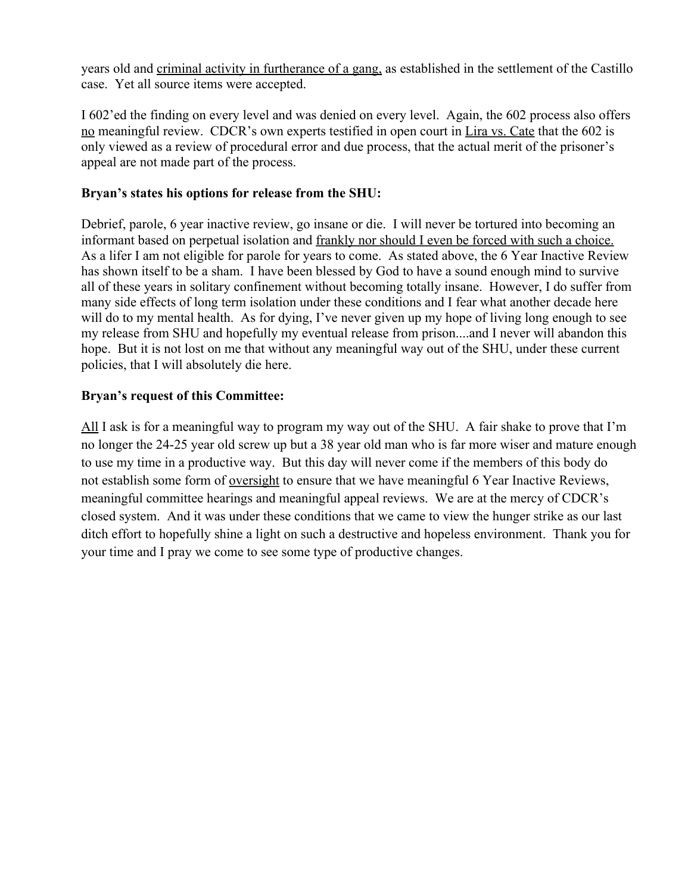years old and <u>criminal activity in furtherance of a gang,</u> as established in the settlement of the Castillo case. Yet all source items were accepted.

I 602'ed the finding on every level and was denied on every level. Again, the 602 process also offers <u>no</u> meaningful review. CDCR's own experts testified in open court in <u>Lira vs. Cate</u> that the 602 is only viewed as a review of procedural error and due process, that the actual merit of the prisoner's appeal are not made part of the process.

**Bryan's states his options for release from the SHU:**

Debrief, parole, 6 year inactive review, go insane or die. I will never be tortured into becoming an informant based on perpetual isolation and <u>frankly nor should I even be forced with such a choice.</u> As a lifer I am not eligible for parole for years to come. As stated above, the 6 Year Inactive Review has shown itself to be a sham. I have been blessed by God to have a sound enough mind to survive all of these years in solitary confinement without becoming totally insane. However, I do suffer from many side effects of long term isolation under these conditions and I fear what another decade here will do to my mental health. As for dying, I've never given up my hope of living long enough to see my release from SHU and hopefully my eventual release from prison....and I never will abandon this hope. But it is not lost on me that without any meaningful way out of the SHU, under these current policies, that I will absolutely die here.

**Bryan's request of this Committee:**

<u>All</u> I ask is for a meaningful way to program my way out of the SHU. A fair shake to prove that I'm no longer the 24-25 year old screw up but a 38 year old man who is far more wiser and mature enough to use my time in a productive way. But this day will never come if the members of this body do not establish some form of <u>oversight</u> to ensure that we have meaningful 6 Year Inactive Reviews, meaningful committee hearings and meaningful appeal reviews. We are at the mercy of CDCR's closed system. And it was under these conditions that we came to view the hunger strike as our last ditch effort to hopefully shine a light on such a destructive and hopeless environment. Thank you for your time and I pray we come to see some type of productive changes.